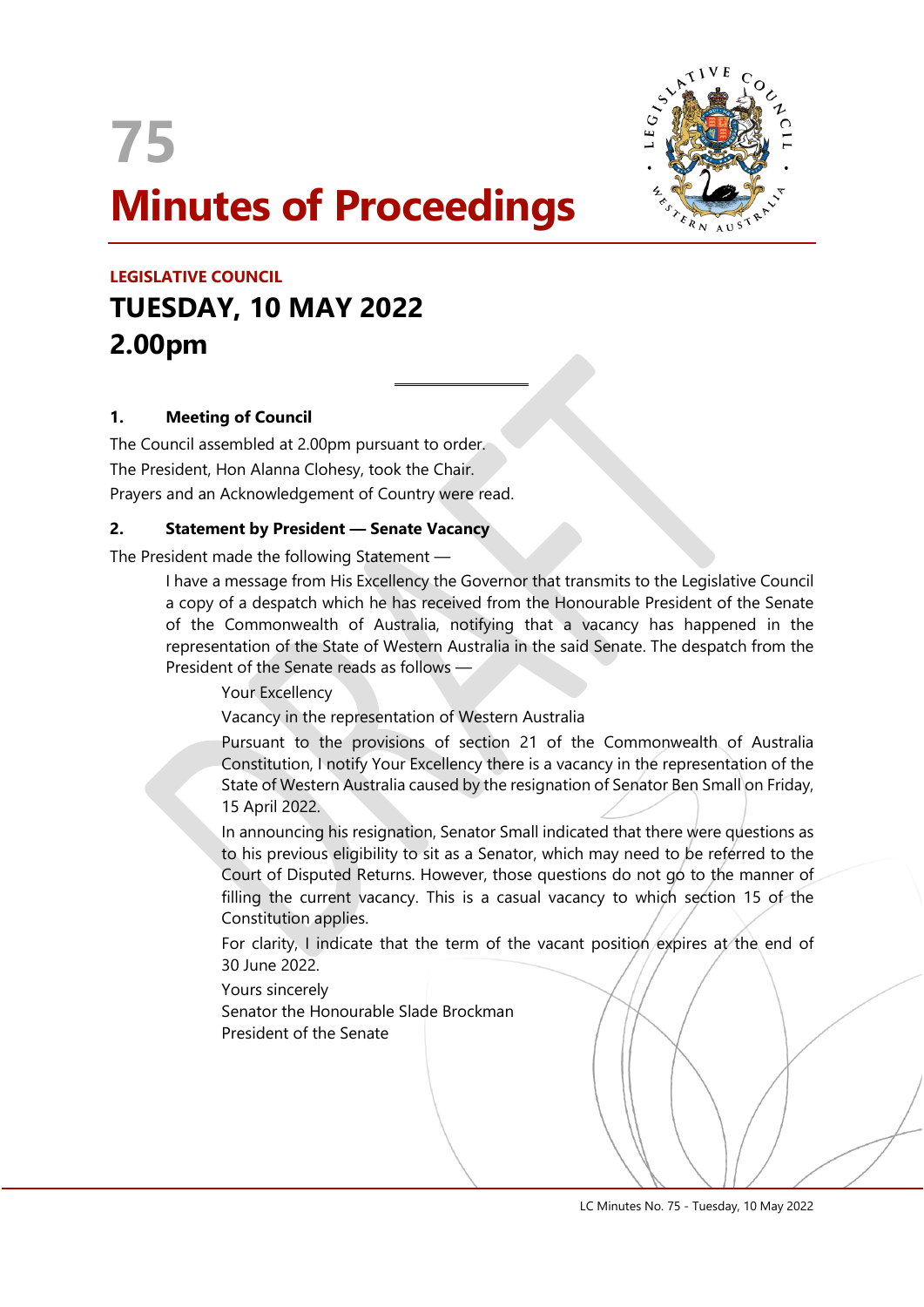# 75

# Minutes of Proceedings

**LEGISLATIVE COUNCIL**

## TUESDAY, 10 MAY 2022
## 2.00pm

### 1. Meeting of Council

The Council assembled at 2.00pm pursuant to order.

The President, Hon Alanna Clohesy, took the Chair.

Prayers and an Acknowledgement of Country were read.

### 2. Statement by President — Senate Vacancy

The President made the following Statement —

> I have a message from His Excellency the Governor that transmits to the Legislative Council a copy of a despatch which he has received from the Honourable President of the Senate of the Commonwealth of Australia, notifying that a vacancy has happened in the representation of the State of Western Australia in the said Senate. The despatch from the President of the Senate reads as follows —
>
> > Your Excellency
> >
> > Vacancy in the representation of Western Australia
> >
> > Pursuant to the provisions of section 21 of the Commonwealth of Australia Constitution, I notify Your Excellency there is a vacancy in the representation of the State of Western Australia caused by the resignation of Senator Ben Small on Friday, 15 April 2022.
> >
> > In announcing his resignation, Senator Small indicated that there were questions as to his previous eligibility to sit as a Senator, which may need to be referred to the Court of Disputed Returns. However, those questions do not go to the manner of filling the current vacancy. This is a casual vacancy to which section 15 of the Constitution applies.
> >
> > For clarity, I indicate that the term of the vacant position expires at the end of 30 June 2022.
> >
> > Yours sincerely
> > Senator the Honourable Slade Brockman
> > President of the Senate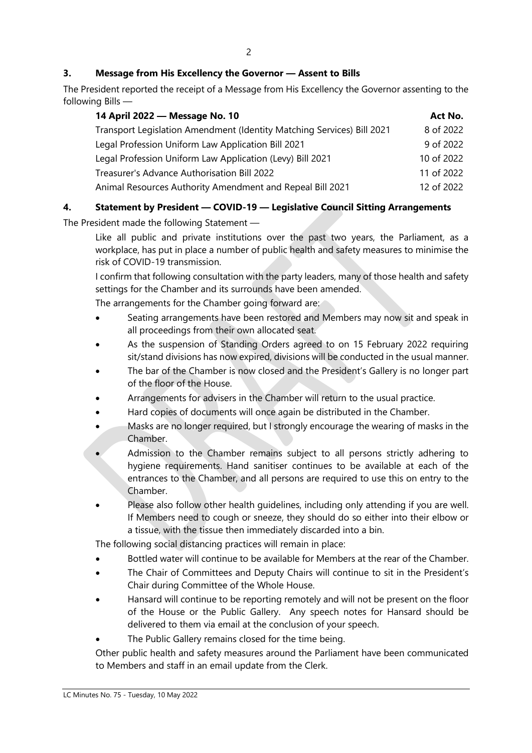### 3. Message from His Excellency the Governor — Assent to Bills

The President reported the receipt of a Message from His Excellency the Governor assenting to the following Bills —

| 14 April 2022 — Message No. 10 | Act No. |
|---|---|
| Transport Legislation Amendment (Identity Matching Services) Bill 2021 | 8 of 2022 |
| Legal Profession Uniform Law Application Bill 2021 | 9 of 2022 |
| Legal Profession Uniform Law Application (Levy) Bill 2021 | 10 of 2022 |
| Treasurer's Advance Authorisation Bill 2022 | 11 of 2022 |
| Animal Resources Authority Amendment and Repeal Bill 2021 | 12 of 2022 |

### 4. Statement by President — COVID-19 — Legislative Council Sitting Arrangements

The President made the following Statement —

Like all public and private institutions over the past two years, the Parliament, as a workplace, has put in place a number of public health and safety measures to minimise the risk of COVID-19 transmission.

I confirm that following consultation with the party leaders, many of those health and safety settings for the Chamber and its surrounds have been amended.

The arrangements for the Chamber going forward are:

- Seating arrangements have been restored and Members may now sit and speak in all proceedings from their own allocated seat.
- As the suspension of Standing Orders agreed to on 15 February 2022 requiring sit/stand divisions has now expired, divisions will be conducted in the usual manner.
- The bar of the Chamber is now closed and the President's Gallery is no longer part of the floor of the House.
- Arrangements for advisers in the Chamber will return to the usual practice.
- Hard copies of documents will once again be distributed in the Chamber.
- Masks are no longer required, but I strongly encourage the wearing of masks in the Chamber.
- Admission to the Chamber remains subject to all persons strictly adhering to hygiene requirements. Hand sanitiser continues to be available at each of the entrances to the Chamber, and all persons are required to use this on entry to the Chamber.
- Please also follow other health guidelines, including only attending if you are well. If Members need to cough or sneeze, they should do so either into their elbow or a tissue, with the tissue then immediately discarded into a bin.

The following social distancing practices will remain in place:

- Bottled water will continue to be available for Members at the rear of the Chamber.
- The Chair of Committees and Deputy Chairs will continue to sit in the President's Chair during Committee of the Whole House.
- Hansard will continue to be reporting remotely and will not be present on the floor of the House or the Public Gallery. Any speech notes for Hansard should be delivered to them via email at the conclusion of your speech.
- The Public Gallery remains closed for the time being.

Other public health and safety measures around the Parliament have been communicated to Members and staff in an email update from the Clerk.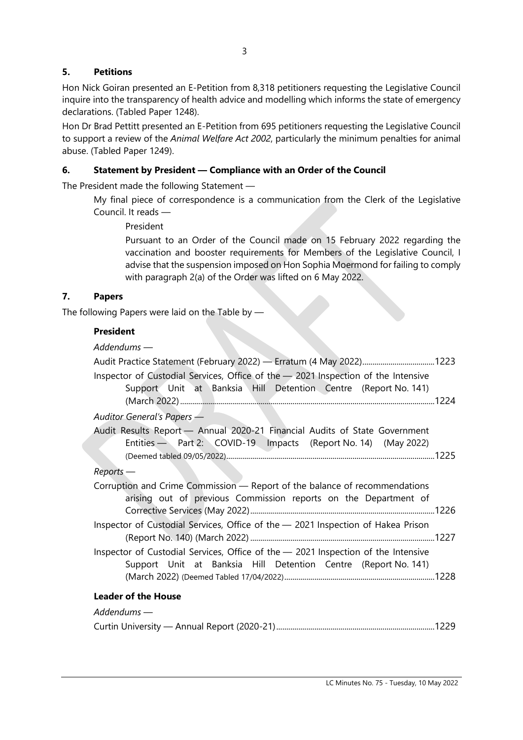## 5. Petitions

Hon Nick Goiran presented an E-Petition from 8,318 petitioners requesting the Legislative Council inquire into the transparency of health advice and modelling which informs the state of emergency declarations. (Tabled Paper 1248).

Hon Dr Brad Pettitt presented an E-Petition from 695 petitioners requesting the Legislative Council to support a review of the *Animal Welfare Act 2002*, particularly the minimum penalties for animal abuse. (Tabled Paper 1249).

## 6. Statement by President — Compliance with an Order of the Council

The President made the following Statement —

> My final piece of correspondence is a communication from the Clerk of the Legislative Council. It reads —
>
> > President
> >
> > Pursuant to an Order of the Council made on 15 February 2022 regarding the vaccination and booster requirements for Members of the Legislative Council, I advise that the suspension imposed on Hon Sophia Moermond for failing to comply with paragraph 2(a) of the Order was lifted on 6 May 2022.

## 7. Papers

The following Papers were laid on the Table by —

**President**

*Addendums —*

Audit Practice Statement (February 2022) — Erratum (4 May 2022)....1223

Inspector of Custodial Services, Office of the — 2021 Inspection of the Intensive Support Unit at Banksia Hill Detention Centre (Report No. 141) (March 2022)....1224

*Auditor General's Papers —*

Audit Results Report — Annual 2020-21 Financial Audits of State Government Entities — Part 2: COVID-19 Impacts (Report No. 14) (May 2022) (Deemed tabled 09/05/2022)....1225

*Reports —*

Corruption and Crime Commission — Report of the balance of recommendations arising out of previous Commission reports on the Department of Corrective Services (May 2022)....1226

Inspector of Custodial Services, Office of the — 2021 Inspection of Hakea Prison (Report No. 140) (March 2022)....1227

Inspector of Custodial Services, Office of the — 2021 Inspection of the Intensive Support Unit at Banksia Hill Detention Centre (Report No. 141) (March 2022) (Deemed Tabled 17/04/2022)....1228

**Leader of the House**

*Addendums —*

Curtin University — Annual Report (2020-21)....1229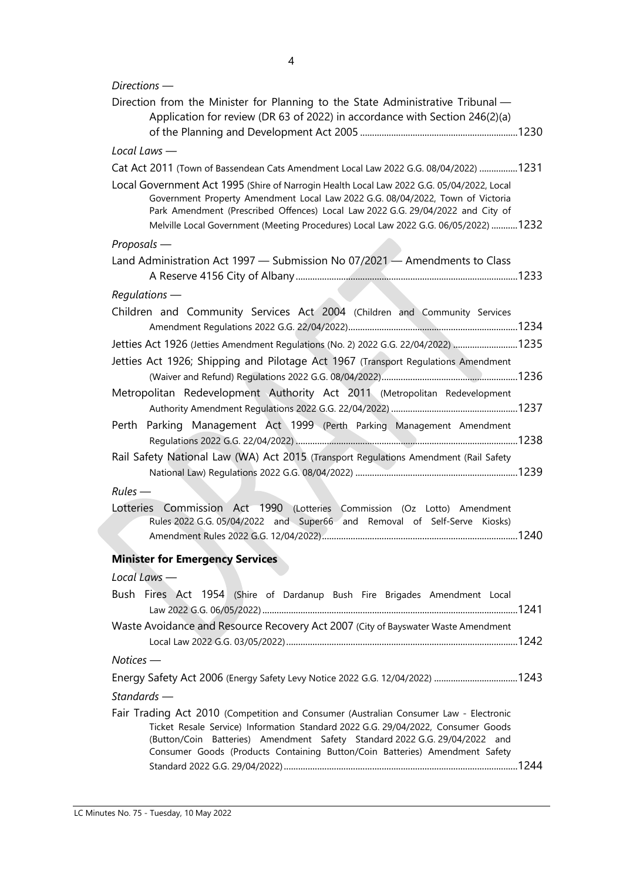*Directions —*

Direction from the Minister for Planning to the State Administrative Tribunal — Application for review (DR 63 of 2022) in accordance with Section 246(2)(a) of the Planning and Development Act 2005 ....................1230

*Local Laws —*

Cat Act 2011 (Town of Bassendean Cats Amendment Local Law 2022 G.G. 08/04/2022) ....................1231

Local Government Act 1995 (Shire of Narrogin Health Local Law 2022 G.G. 05/04/2022, Local Government Property Amendment Local Law 2022 G.G. 08/04/2022, Town of Victoria Park Amendment (Prescribed Offences) Local Law 2022 G.G. 29/04/2022 and City of Melville Local Government (Meeting Procedures) Local Law 2022 G.G. 06/05/2022) ....................1232

*Proposals —*

Land Administration Act 1997 — Submission No 07/2021 — Amendments to Class A Reserve 4156 City of Albany ....................1233

*Regulations —*

Children and Community Services Act 2004 (Children and Community Services Amendment Regulations 2022 G.G. 22/04/2022) ....................1234

Jetties Act 1926 (Jetties Amendment Regulations (No. 2) 2022 G.G. 22/04/2022) ....................1235

Jetties Act 1926; Shipping and Pilotage Act 1967 (Transport Regulations Amendment (Waiver and Refund) Regulations 2022 G.G. 08/04/2022) ....................1236

Metropolitan Redevelopment Authority Act 2011 (Metropolitan Redevelopment Authority Amendment Regulations 2022 G.G. 22/04/2022) ....................1237

Perth Parking Management Act 1999 (Perth Parking Management Amendment Regulations 2022 G.G. 22/04/2022) ....................1238

Rail Safety National Law (WA) Act 2015 (Transport Regulations Amendment (Rail Safety National Law) Regulations 2022 G.G. 08/04/2022) ....................1239

*Rules —*

Lotteries Commission Act 1990 (Lotteries Commission (Oz Lotto) Amendment Rules 2022 G.G. 05/04/2022 and Super66 and Removal of Self-Serve Kiosks) Amendment Rules 2022 G.G. 12/04/2022) ....................1240

**Minister for Emergency Services**

*Local Laws —*

Bush Fires Act 1954 (Shire of Dardanup Bush Fire Brigades Amendment Local Law 2022 G.G. 06/05/2022) ....................1241

Waste Avoidance and Resource Recovery Act 2007 (City of Bayswater Waste Amendment Local Law 2022 G.G. 03/05/2022) ....................1242

*Notices —*

Energy Safety Act 2006 (Energy Safety Levy Notice 2022 G.G. 12/04/2022) ....................1243

*Standards —*

Fair Trading Act 2010 (Competition and Consumer (Australian Consumer Law - Electronic Ticket Resale Service) Information Standard 2022 G.G. 29/04/2022, Consumer Goods (Button/Coin Batteries) Amendment Safety Standard 2022 G.G. 29/04/2022 and Consumer Goods (Products Containing Button/Coin Batteries) Amendment Safety Standard 2022 G.G. 29/04/2022) ....................1244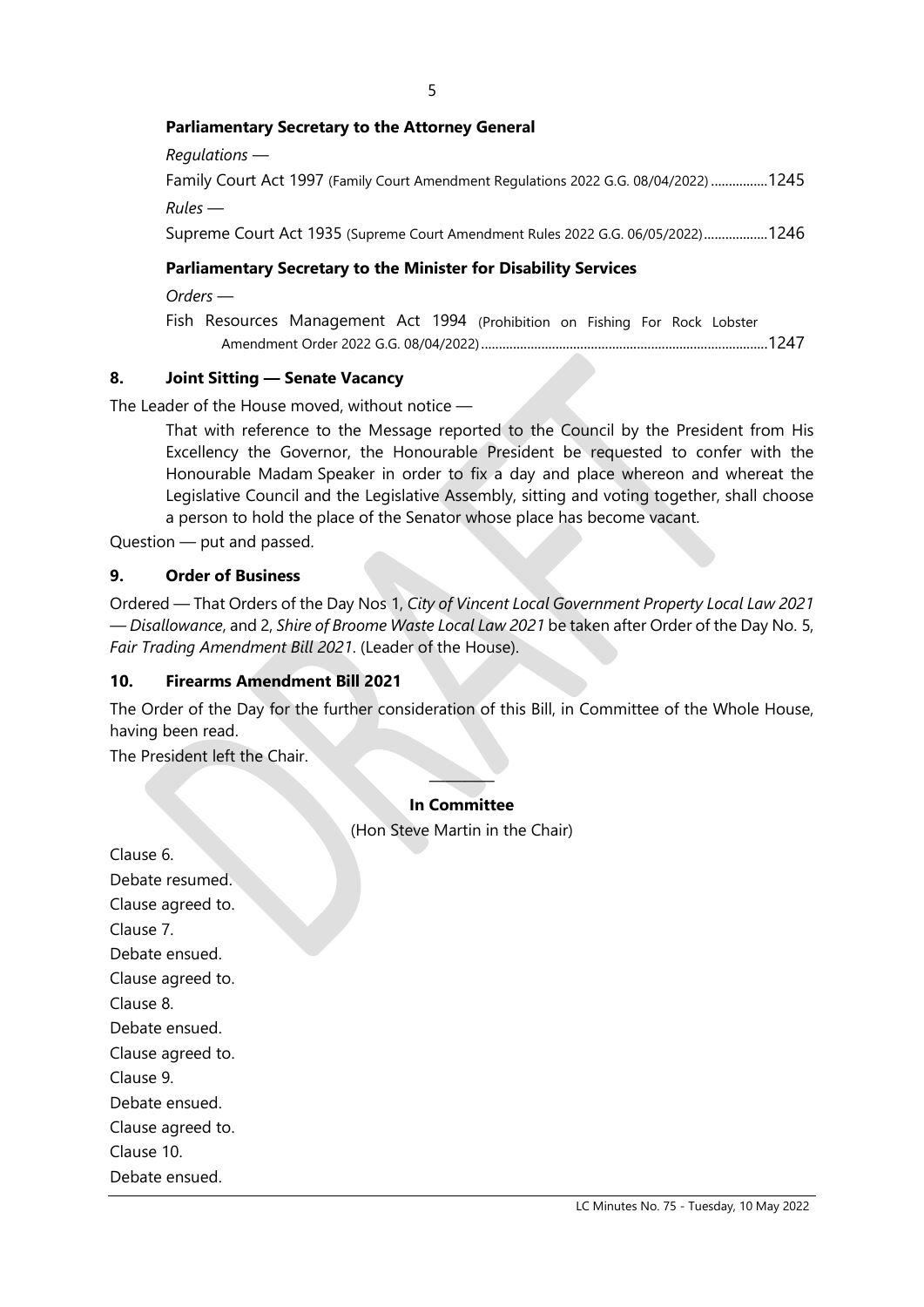**Parliamentary Secretary to the Attorney General**

*Regulations* —

Family Court Act 1997 (Family Court Amendment Regulations 2022 G.G. 08/04/2022) ................1245

*Rules* —

Supreme Court Act 1935 (Supreme Court Amendment Rules 2022 G.G. 06/05/2022)..................1246

**Parliamentary Secretary to the Minister for Disability Services**

*Orders* —

Fish Resources Management Act 1994 (Prohibition on Fishing For Rock Lobster Amendment Order 2022 G.G. 08/04/2022)..................................................................................1247

## 8. Joint Sitting — Senate Vacancy

The Leader of the House moved, without notice —

> That with reference to the Message reported to the Council by the President from His Excellency the Governor, the Honourable President be requested to confer with the Honourable Madam Speaker in order to fix a day and place whereon and whereat the Legislative Council and the Legislative Assembly, sitting and voting together, shall choose a person to hold the place of the Senator whose place has become vacant.

Question — put and passed.

## 9. Order of Business

Ordered — That Orders of the Day Nos 1, *City of Vincent Local Government Property Local Law 2021 — Disallowance*, and 2, *Shire of Broome Waste Local Law 2021* be taken after Order of the Day No. 5, *Fair Trading Amendment Bill 2021*. (Leader of the House).

## 10. Firearms Amendment Bill 2021

The Order of the Day for the further consideration of this Bill, in Committee of the Whole House, having been read.

The President left the Chair.

---

**In Committee**

(Hon Steve Martin in the Chair)

Clause 6.
Debate resumed.
Clause agreed to.
Clause 7.
Debate ensued.
Clause agreed to.
Clause 8.
Debate ensued.
Clause agreed to.
Clause 9.
Debate ensued.
Clause agreed to.
Clause 10.
Debate ensued.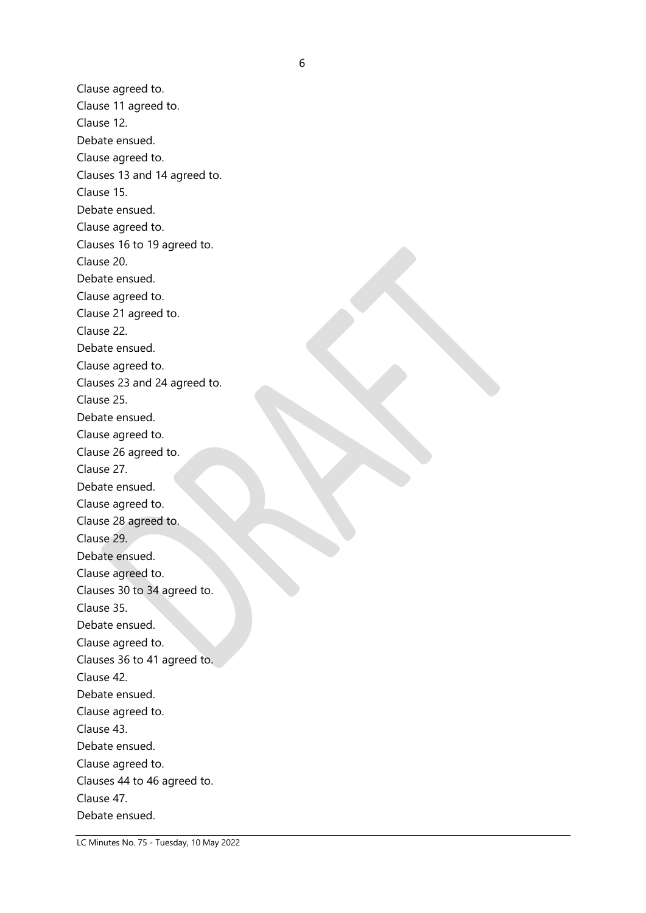Clause agreed to.

Clause 11 agreed to.

Clause 12.

Debate ensued.

Clause agreed to.

Clauses 13 and 14 agreed to.

Clause 15.

Debate ensued.

Clause agreed to.

Clauses 16 to 19 agreed to.

Clause 20.

Debate ensued.

Clause agreed to.

Clause 21 agreed to.

Clause 22.

Debate ensued.

Clause agreed to.

Clauses 23 and 24 agreed to.

Clause 25.

Debate ensued.

Clause agreed to.

Clause 26 agreed to.

Clause 27.

Debate ensued.

Clause agreed to.

Clause 28 agreed to.

Clause 29.

Debate ensued.

Clause agreed to.

Clauses 30 to 34 agreed to.

Clause 35.

Debate ensued.

Clause agreed to.

Clauses 36 to 41 agreed to.

Clause 42.

Debate ensued.

Clause agreed to.

Clause 43.

Debate ensued.

Clause agreed to.

Clauses 44 to 46 agreed to.

Clause 47.

Debate ensued.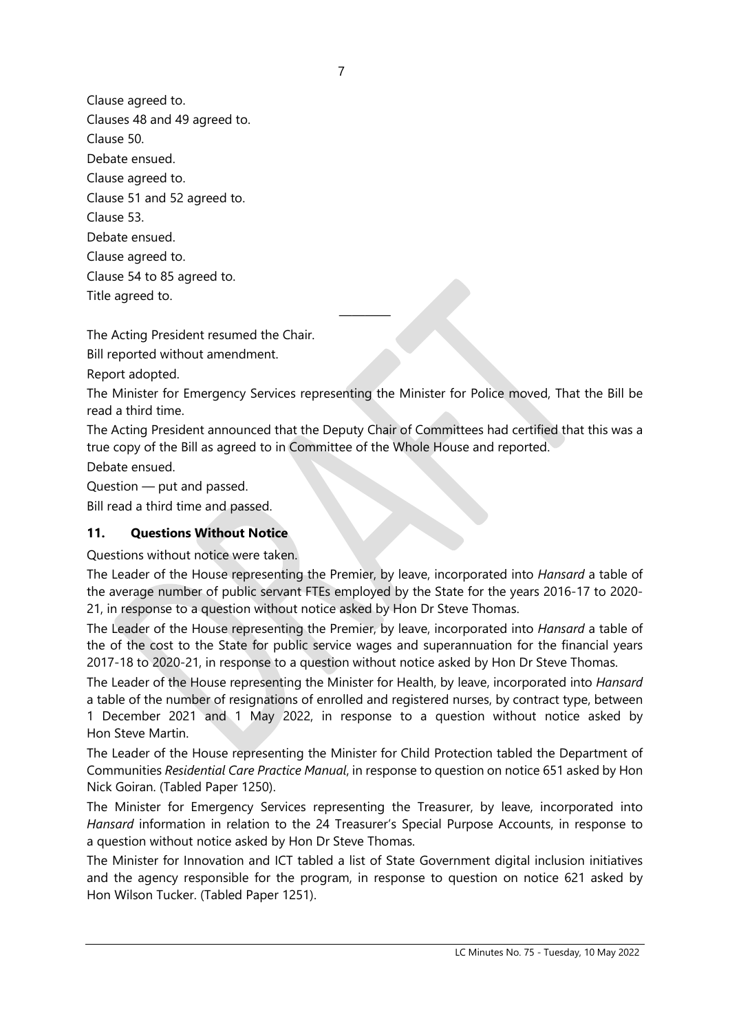Clause agreed to.

Clauses 48 and 49 agreed to.

Clause 50.

Debate ensued.

Clause agreed to.

Clause 51 and 52 agreed to.

Clause 53.

Debate ensued.

Clause agreed to.

Clause 54 to 85 agreed to.

Title agreed to.

---

The Acting President resumed the Chair.

Bill reported without amendment.

Report adopted.

The Minister for Emergency Services representing the Minister for Police moved, That the Bill be read a third time.

The Acting President announced that the Deputy Chair of Committees had certified that this was a true copy of the Bill as agreed to in Committee of the Whole House and reported.

Debate ensued.

Question — put and passed.

Bill read a third time and passed.

### 11. Questions Without Notice

Questions without notice were taken.

The Leader of the House representing the Premier, by leave, incorporated into *Hansard* a table of the average number of public servant FTEs employed by the State for the years 2016-17 to 2020-21, in response to a question without notice asked by Hon Dr Steve Thomas.

The Leader of the House representing the Premier, by leave, incorporated into *Hansard* a table of the of the cost to the State for public service wages and superannuation for the financial years 2017-18 to 2020-21, in response to a question without notice asked by Hon Dr Steve Thomas.

The Leader of the House representing the Minister for Health, by leave, incorporated into *Hansard* a table of the number of resignations of enrolled and registered nurses, by contract type, between 1 December 2021 and 1 May 2022, in response to a question without notice asked by Hon Steve Martin.

The Leader of the House representing the Minister for Child Protection tabled the Department of Communities *Residential Care Practice Manual*, in response to question on notice 651 asked by Hon Nick Goiran. (Tabled Paper 1250).

The Minister for Emergency Services representing the Treasurer, by leave, incorporated into *Hansard* information in relation to the 24 Treasurer's Special Purpose Accounts, in response to a question without notice asked by Hon Dr Steve Thomas.

The Minister for Innovation and ICT tabled a list of State Government digital inclusion initiatives and the agency responsible for the program, in response to question on notice 621 asked by Hon Wilson Tucker. (Tabled Paper 1251).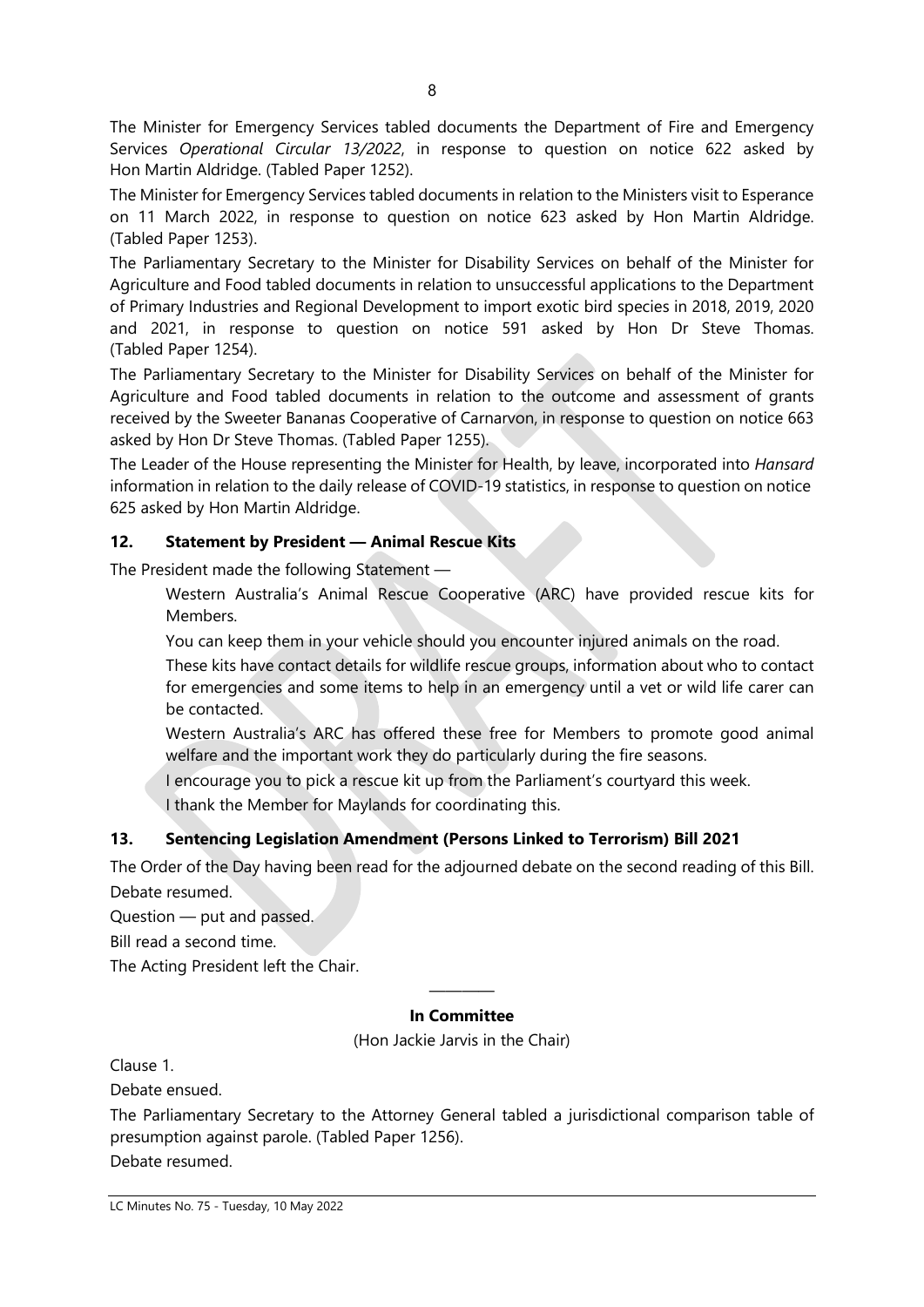The Minister for Emergency Services tabled documents the Department of Fire and Emergency Services *Operational Circular 13/2022*, in response to question on notice 622 asked by Hon Martin Aldridge. (Tabled Paper 1252).

The Minister for Emergency Services tabled documents in relation to the Ministers visit to Esperance on 11 March 2022, in response to question on notice 623 asked by Hon Martin Aldridge. (Tabled Paper 1253).

The Parliamentary Secretary to the Minister for Disability Services on behalf of the Minister for Agriculture and Food tabled documents in relation to unsuccessful applications to the Department of Primary Industries and Regional Development to import exotic bird species in 2018, 2019, 2020 and 2021, in response to question on notice 591 asked by Hon Dr Steve Thomas. (Tabled Paper 1254).

The Parliamentary Secretary to the Minister for Disability Services on behalf of the Minister for Agriculture and Food tabled documents in relation to the outcome and assessment of grants received by the Sweeter Bananas Cooperative of Carnarvon, in response to question on notice 663 asked by Hon Dr Steve Thomas. (Tabled Paper 1255).

The Leader of the House representing the Minister for Health, by leave, incorporated into *Hansard* information in relation to the daily release of COVID-19 statistics, in response to question on notice 625 asked by Hon Martin Aldridge.

## 12. Statement by President — Animal Rescue Kits

The President made the following Statement —

> Western Australia's Animal Rescue Cooperative (ARC) have provided rescue kits for Members.
>
> You can keep them in your vehicle should you encounter injured animals on the road.
>
> These kits have contact details for wildlife rescue groups, information about who to contact for emergencies and some items to help in an emergency until a vet or wild life carer can be contacted.
>
> Western Australia's ARC has offered these free for Members to promote good animal welfare and the important work they do particularly during the fire seasons.
>
> I encourage you to pick a rescue kit up from the Parliament's courtyard this week.
>
> I thank the Member for Maylands for coordinating this.

## 13. Sentencing Legislation Amendment (Persons Linked to Terrorism) Bill 2021

The Order of the Day having been read for the adjourned debate on the second reading of this Bill.

Debate resumed.

Question — put and passed.

Bill read a second time.

The Acting President left the Chair.

---

**In Committee**

(Hon Jackie Jarvis in the Chair)

Clause 1.

Debate ensued.

The Parliamentary Secretary to the Attorney General tabled a jurisdictional comparison table of presumption against parole. (Tabled Paper 1256).

Debate resumed.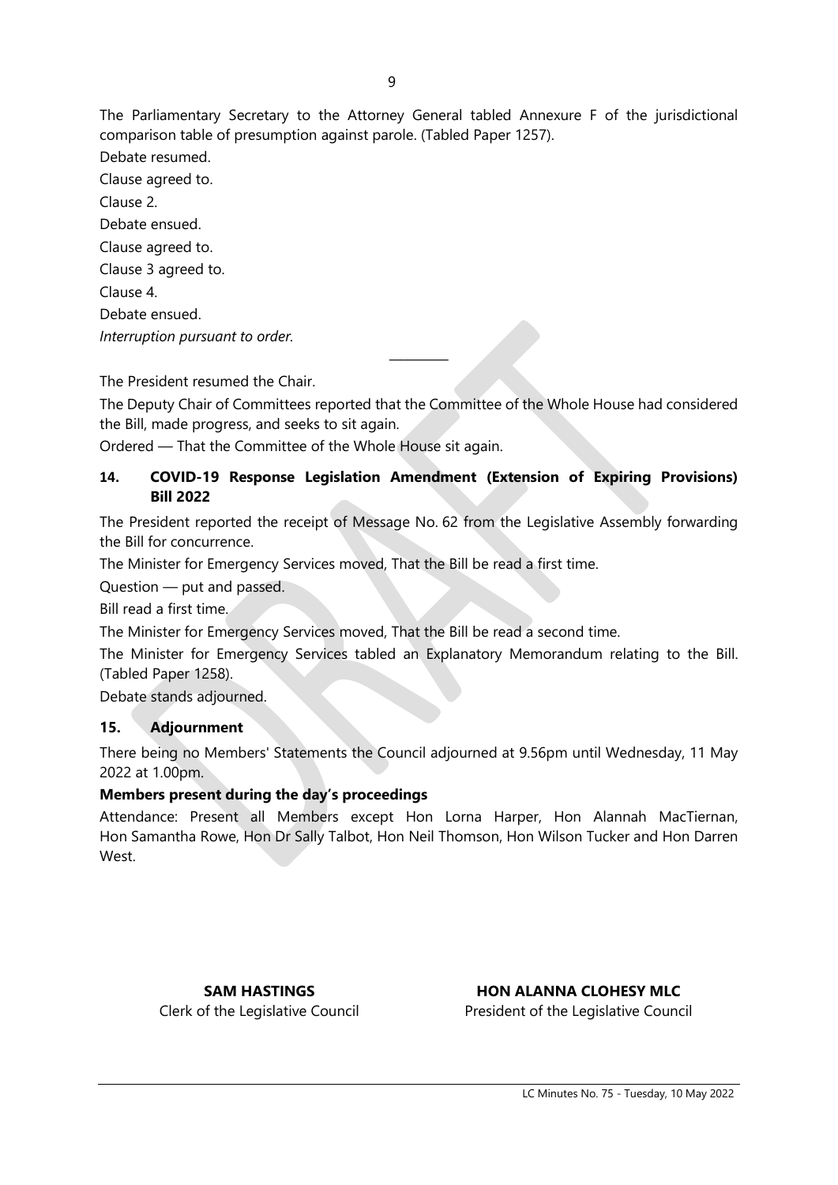The Parliamentary Secretary to the Attorney General tabled Annexure F of the jurisdictional comparison table of presumption against parole. (Tabled Paper 1257).

Debate resumed.

Clause agreed to.

Clause 2.

Debate ensued.

Clause agreed to.

Clause 3 agreed to.

Clause 4.

Debate ensued.

*Interruption pursuant to order.*

\_\_\_\_\_\_\_\_\_

The President resumed the Chair.

The Deputy Chair of Committees reported that the Committee of the Whole House had considered the Bill, made progress, and seeks to sit again.

Ordered — That the Committee of the Whole House sit again.

### 14. COVID-19 Response Legislation Amendment (Extension of Expiring Provisions) Bill 2022

The President reported the receipt of Message No. 62 from the Legislative Assembly forwarding the Bill for concurrence.

The Minister for Emergency Services moved, That the Bill be read a first time.

Question — put and passed.

Bill read a first time.

The Minister for Emergency Services moved, That the Bill be read a second time.

The Minister for Emergency Services tabled an Explanatory Memorandum relating to the Bill. (Tabled Paper 1258).

Debate stands adjourned.

### 15. Adjournment

There being no Members' Statements the Council adjourned at 9.56pm until Wednesday, 11 May 2022 at 1.00pm.

**Members present during the day's proceedings**

Attendance: Present all Members except Hon Lorna Harper, Hon Alannah MacTiernan, Hon Samantha Rowe, Hon Dr Sally Talbot, Hon Neil Thomson, Hon Wilson Tucker and Hon Darren West.

**SAM HASTINGS**
Clerk of the Legislative Council

**HON ALANNA CLOHESY MLC**
President of the Legislative Council